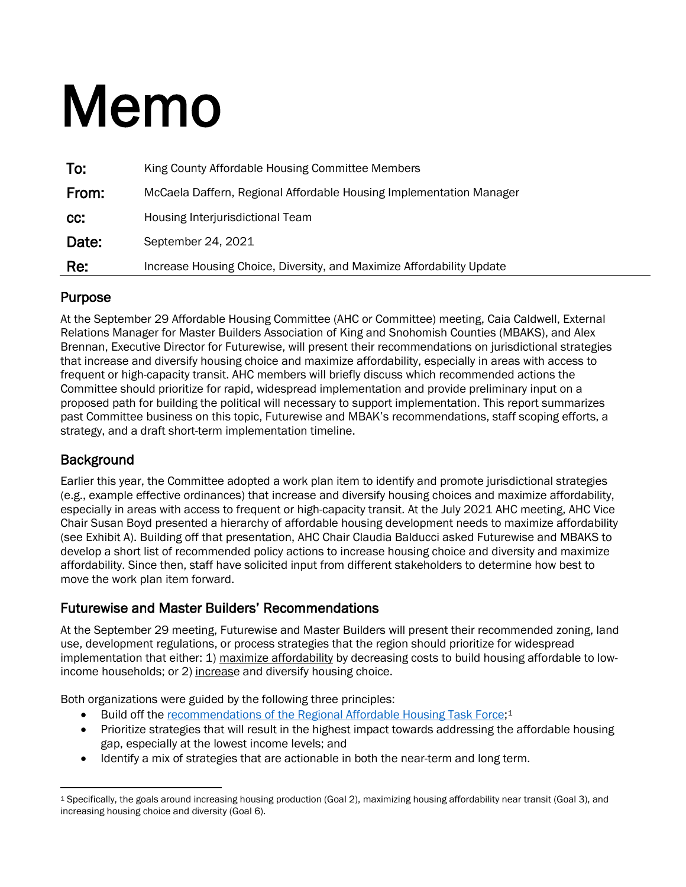# Memo

| | |
|---|---|
| **To:** | King County Affordable Housing Committee Members |
| **From:** | McCaela Daffern, Regional Affordable Housing Implementation Manager |
| **cc:** | Housing Interjurisdictional Team |
| **Date:** | September 24, 2021 |
| **Re:** | Increase Housing Choice, Diversity, and Maximize Affordability Update |

## Purpose

At the September 29 Affordable Housing Committee (AHC or Committee) meeting, Caia Caldwell, External Relations Manager for Master Builders Association of King and Snohomish Counties (MBAKS), and Alex Brennan, Executive Director for Futurewise, will present their recommendations on jurisdictional strategies that increase and diversify housing choice and maximize affordability, especially in areas with access to frequent or high-capacity transit. AHC members will briefly discuss which recommended actions the Committee should prioritize for rapid, widespread implementation and provide preliminary input on a proposed path for building the political will necessary to support implementation. This report summarizes past Committee business on this topic, Futurewise and MBAK's recommendations, staff scoping efforts, a strategy, and a draft short-term implementation timeline.

## Background

Earlier this year, the Committee adopted a work plan item to identify and promote jurisdictional strategies (e.g., example effective ordinances) that increase and diversify housing choices and maximize affordability, especially in areas with access to frequent or high-capacity transit. At the July 2021 AHC meeting, AHC Vice Chair Susan Boyd presented a hierarchy of affordable housing development needs to maximize affordability (see Exhibit A). Building off that presentation, AHC Chair Claudia Balducci asked Futurewise and MBAKS to develop a short list of recommended policy actions to increase housing choice and diversity and maximize affordability. Since then, staff have solicited input from different stakeholders to determine how best to move the work plan item forward.

## Futurewise and Master Builders' Recommendations

At the September 29 meeting, Futurewise and Master Builders will present their recommended zoning, land use, development regulations, or process strategies that the region should prioritize for widespread implementation that either: 1) maximize affordability by decreasing costs to build housing affordable to low-income households; or 2) increase and diversify housing choice.

Both organizations were guided by the following three principles:

- Build off the recommendations of the Regional Affordable Housing Task Force;[1]
- Prioritize strategies that will result in the highest impact towards addressing the affordable housing gap, especially at the lowest income levels; and
- Identify a mix of strategies that are actionable in both the near-term and long term.

[1] Specifically, the goals around increasing housing production (Goal 2), maximizing housing affordability near transit (Goal 3), and increasing housing choice and diversity (Goal 6).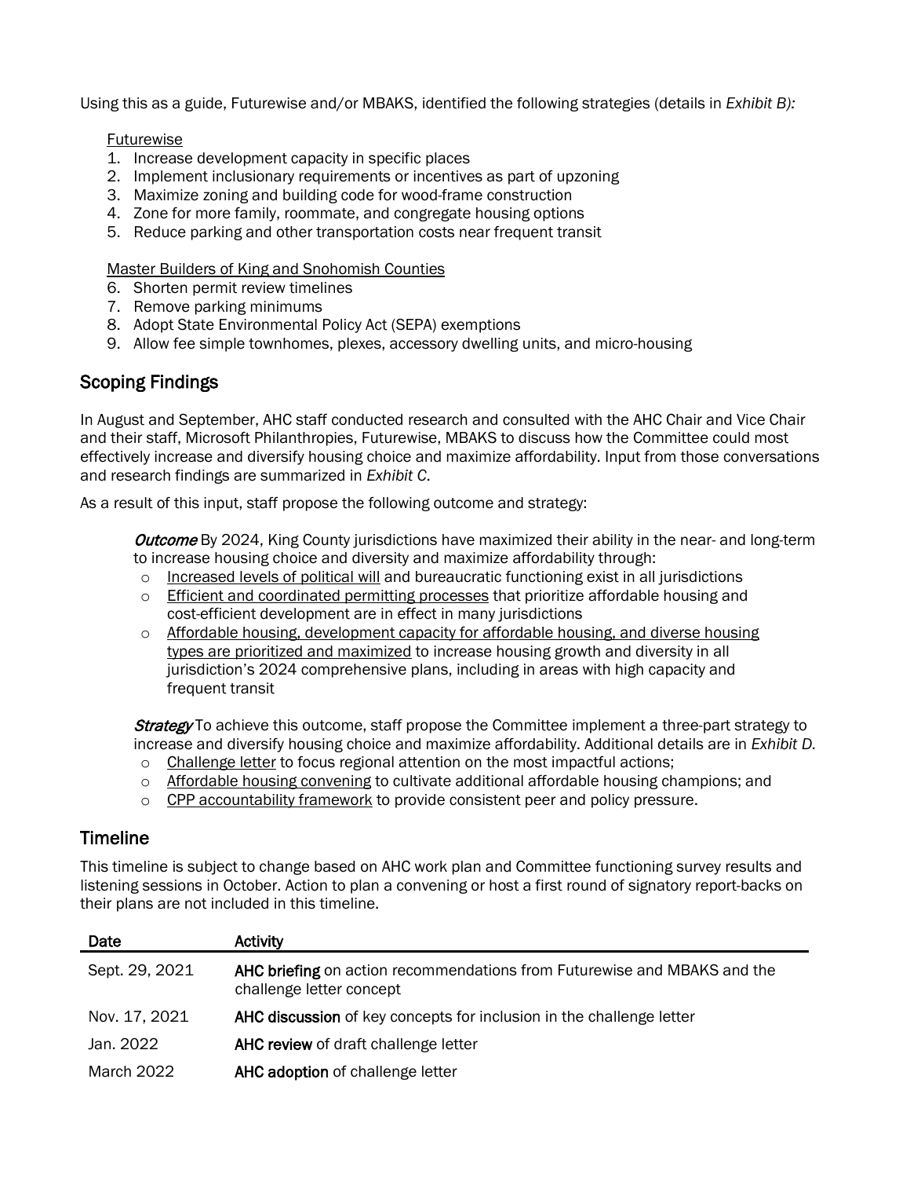Using this as a guide, Futurewise and/or MBAKS, identified the following strategies (details in *Exhibit B):*

Futurewise

1. Increase development capacity in specific places
2. Implement inclusionary requirements or incentives as part of upzoning
3. Maximize zoning and building code for wood-frame construction
4. Zone for more family, roommate, and congregate housing options
5. Reduce parking and other transportation costs near frequent transit

Master Builders of King and Snohomish Counties

6. Shorten permit review timelines
7. Remove parking minimums
8. Adopt State Environmental Policy Act (SEPA) exemptions
9. Allow fee simple townhomes, plexes, accessory dwelling units, and micro-housing

## Scoping Findings

In August and September, AHC staff conducted research and consulted with the AHC Chair and Vice Chair and their staff, Microsoft Philanthropies, Futurewise, MBAKS to discuss how the Committee could most effectively increase and diversify housing choice and maximize affordability. Input from those conversations and research findings are summarized in *Exhibit C*.

As a result of this input, staff propose the following outcome and strategy:

> ***Outcome*** By 2024, King County jurisdictions have maximized their ability in the near- and long-term to increase housing choice and diversity and maximize affordability through:
>
> - Increased levels of political will and bureaucratic functioning exist in all jurisdictions
> - Efficient and coordinated permitting processes that prioritize affordable housing and cost-efficient development are in effect in many jurisdictions
> - Affordable housing, development capacity for affordable housing, and diverse housing types are prioritized and maximized to increase housing growth and diversity in all jurisdiction's 2024 comprehensive plans, including in areas with high capacity and frequent transit
>
> ***Strategy*** To achieve this outcome, staff propose the Committee implement a three-part strategy to increase and diversify housing choice and maximize affordability. Additional details are in *Exhibit D.*
>
> - Challenge letter to focus regional attention on the most impactful actions;
> - Affordable housing convening to cultivate additional affordable housing champions; and
> - CPP accountability framework to provide consistent peer and policy pressure.

## Timeline

This timeline is subject to change based on AHC work plan and Committee functioning survey results and listening sessions in October. Action to plan a convening or host a first round of signatory report-backs on their plans are not included in this timeline.

| Date | Activity |
|---|---|
| Sept. 29, 2021 | **AHC briefing** on action recommendations from Futurewise and MBAKS and the challenge letter concept |
| Nov. 17, 2021 | **AHC discussion** of key concepts for inclusion in the challenge letter |
| Jan. 2022 | **AHC review** of draft challenge letter |
| March 2022 | **AHC adoption** of challenge letter |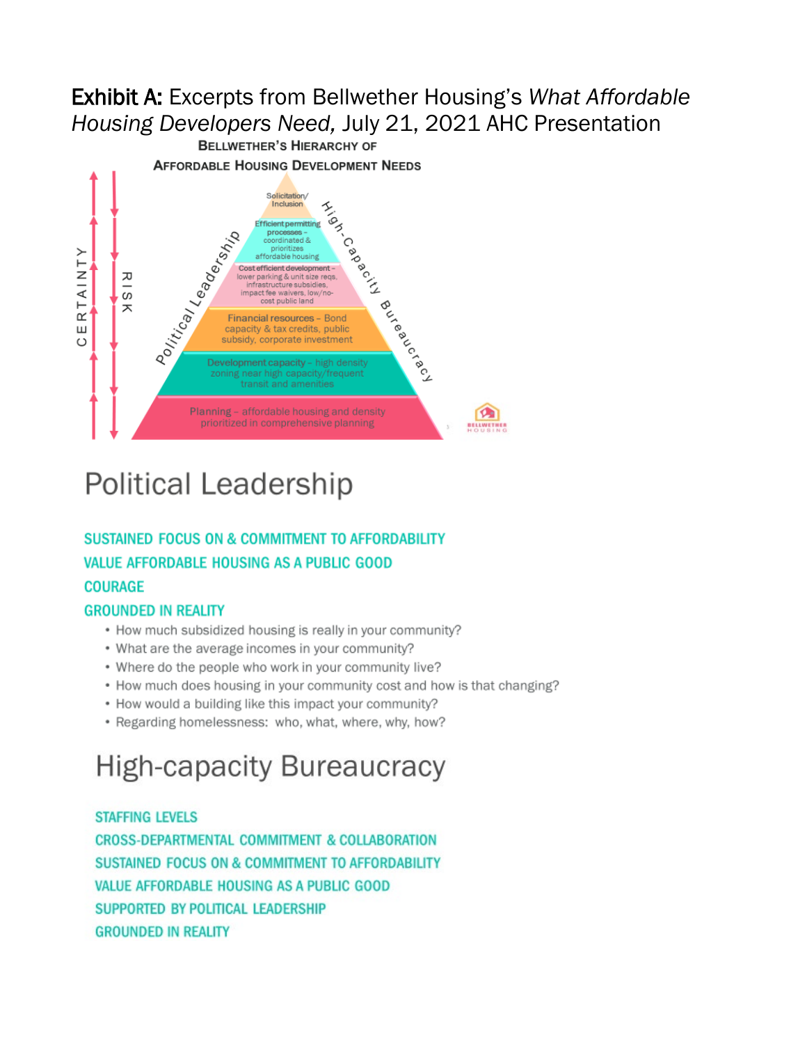**Exhibit A:** Excerpts from Bellwether Housing's *What Affordable Housing Developers Need,* July 21, 2021 AHC Presentation

**BELLWETHER'S HIERARCHY OF AFFORDABLE HOUSING DEVELOPMENT NEEDS**

CERTAINTY ↑ RISK ↓

Political Leadership / High-Capacity Bureaucracy

- Solicitation/ Inclusion
- Efficient permitting processes – coordinated & prioritizes affordable housing
- Cost efficient development – lower parking & unit size reqs, infrastructure subsidies, impact fee waivers, low/no-cost public land
- Financial resources – Bond capacity & tax credits, public subsidy, corporate investment
- Development capacity – high density zoning near high capacity/frequent transit and amenities
- Planning – affordable housing and density prioritized in comprehensive planning

BELLWETHER HOUSING

# Political Leadership

SUSTAINED FOCUS ON & COMMITMENT TO AFFORDABILITY

VALUE AFFORDABLE HOUSING AS A PUBLIC GOOD

COURAGE

GROUNDED IN REALITY

- How much subsidized housing is really in your community?
- What are the average incomes in your community?
- Where do the people who work in your community live?
- How much does housing in your community cost and how is that changing?
- How would a building like this impact your community?
- Regarding homelessness: who, what, where, why, how?

# High-capacity Bureaucracy

STAFFING LEVELS

CROSS-DEPARTMENTAL COMMITMENT & COLLABORATION

SUSTAINED FOCUS ON & COMMITMENT TO AFFORDABILITY

VALUE AFFORDABLE HOUSING AS A PUBLIC GOOD

SUPPORTED BY POLITICAL LEADERSHIP

GROUNDED IN REALITY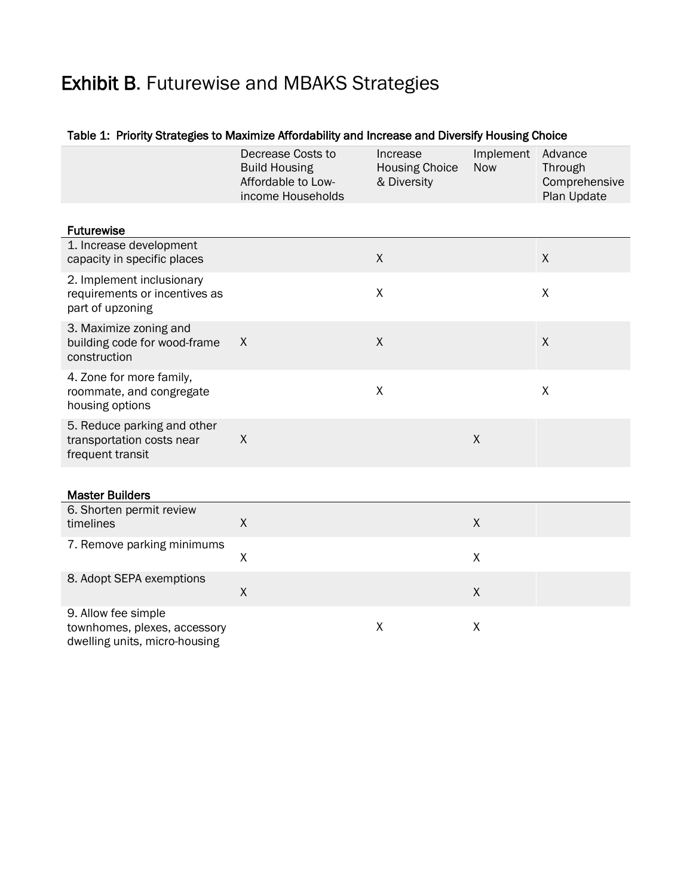# **Exhibit B**. Futurewise and MBAKS Strategies

**Table 1: Priority Strategies to Maximize Affordability and Increase and Diversify Housing Choice**

| | Decrease Costs to Build Housing Affordable to Low-income Households | Increase Housing Choice & Diversity | Implement Now | Advance Through Comprehensive Plan Update |
|---|---|---|---|---|
| **Futurewise** | | | | |
| 1. Increase development capacity in specific places | | X | | X |
| 2. Implement inclusionary requirements or incentives as part of upzoning | | X | | X |
| 3. Maximize zoning and building code for wood-frame construction | X | X | | X |
| 4. Zone for more family, roommate, and congregate housing options | | X | | X |
| 5. Reduce parking and other transportation costs near frequent transit | X | | X | |
| **Master Builders** | | | | |
| 6. Shorten permit review timelines | X | | X | |
| 7. Remove parking minimums | X | | X | |
| 8. Adopt SEPA exemptions | X | | X | |
| 9. Allow fee simple townhomes, plexes, accessory dwelling units, micro-housing | | X | X | |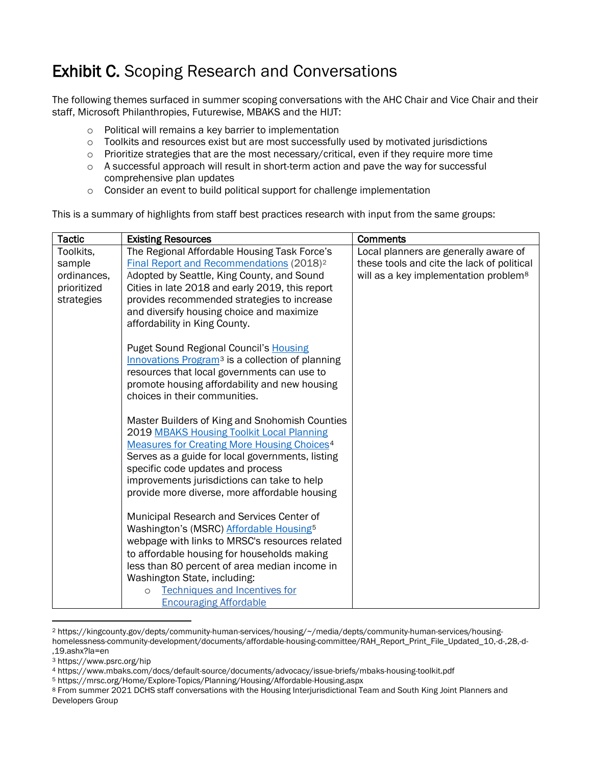# **Exhibit C.** Scoping Research and Conversations

The following themes surfaced in summer scoping conversations with the AHC Chair and Vice Chair and their staff, Microsoft Philanthropies, Futurewise, MBAKS and the HIJT:

- Political will remains a key barrier to implementation
- Toolkits and resources exist but are most successfully used by motivated jurisdictions
- Prioritize strategies that are the most necessary/critical, even if they require more time
- A successful approach will result in short-term action and pave the way for successful comprehensive plan updates
- Consider an event to build political support for challenge implementation

This is a summary of highlights from staff best practices research with input from the same groups:

| **Tactic** | **Existing Resources** | **Comments** |
|---|---|---|
| Toolkits, sample ordinances, prioritized strategies | The Regional Affordable Housing Task Force's Final Report and Recommendations (2018)[2] Adopted by Seattle, King County, and Sound Cities in late 2018 and early 2019, this report provides recommended strategies to increase and diversify housing choice and maximize affordability in King County.<br><br>Puget Sound Regional Council's Housing Innovations Program[3] is a collection of planning resources that local governments can use to promote housing affordability and new housing choices in their communities.<br><br>Master Builders of King and Snohomish Counties 2019 MBAKS Housing Toolkit Local Planning Measures for Creating More Housing Choices[4] Serves as a guide for local governments, listing specific code updates and process improvements jurisdictions can take to help provide more diverse, more affordable housing<br><br>Municipal Research and Services Center of Washington's (MSRC) Affordable Housing[5] webpage with links to MRSC's resources related to affordable housing for households making less than 80 percent of area median income in Washington State, including:<br>○ Techniques and Incentives for Encouraging Affordable | Local planners are generally aware of these tools and cite the lack of political will as a key implementation problem[8] |

[2] https://kingcounty.gov/depts/community-human-services/housing/~/media/depts/community-human-services/housing-homelessness-community-development/documents/affordable-housing-committee/RAH_Report_Print_File_Updated_10,-d-,28,-d-,19.ashx?la=en

[3] https://www.psrc.org/hip

[4] https://www.mbaks.com/docs/default-source/documents/advocacy/issue-briefs/mbaks-housing-toolkit.pdf

[5] https://mrsc.org/Home/Explore-Topics/Planning/Housing/Affordable-Housing.aspx

[8] From summer 2021 DCHS staff conversations with the Housing Interjurisdictional Team and South King Joint Planners and Developers Group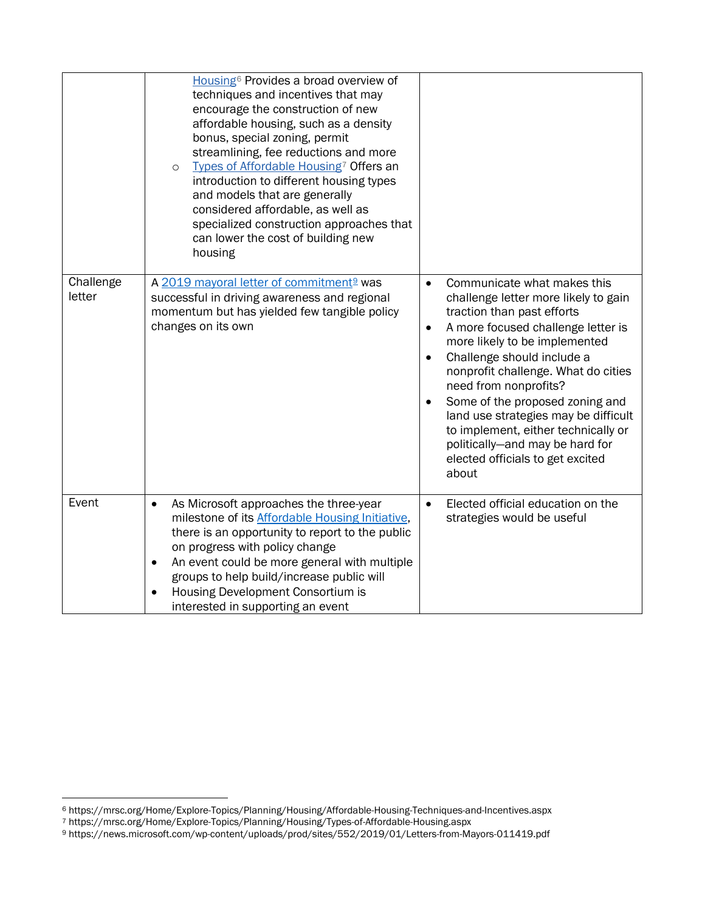| | | |
|---|---|---|
| | Housing[6] Provides a broad overview of techniques and incentives that may encourage the construction of new affordable housing, such as a density bonus, special zoning, permit streamlining, fee reductions and more<br>○ Types of Affordable Housing[7] Offers an introduction to different housing types and models that are generally considered affordable, as well as specialized construction approaches that can lower the cost of building new housing | |
| Challenge letter | A 2019 mayoral letter of commitment[9] was successful in driving awareness and regional momentum but has yielded few tangible policy changes on its own | • Communicate what makes this challenge letter more likely to gain traction than past efforts<br>• A more focused challenge letter is more likely to be implemented<br>• Challenge should include a nonprofit challenge. What do cities need from nonprofits?<br>• Some of the proposed zoning and land use strategies may be difficult to implement, either technically or politically—and may be hard for elected officials to get excited about |
| Event | • As Microsoft approaches the three-year milestone of its Affordable Housing Initiative, there is an opportunity to report to the public on progress with policy change<br>• An event could be more general with multiple groups to help build/increase public will<br>• Housing Development Consortium is interested in supporting an event | • Elected official education on the strategies would be useful |

[6] https://mrsc.org/Home/Explore-Topics/Planning/Housing/Affordable-Housing-Techniques-and-Incentives.aspx
[7] https://mrsc.org/Home/Explore-Topics/Planning/Housing/Types-of-Affordable-Housing.aspx
[9] https://news.microsoft.com/wp-content/uploads/prod/sites/552/2019/01/Letters-from-Mayors-011419.pdf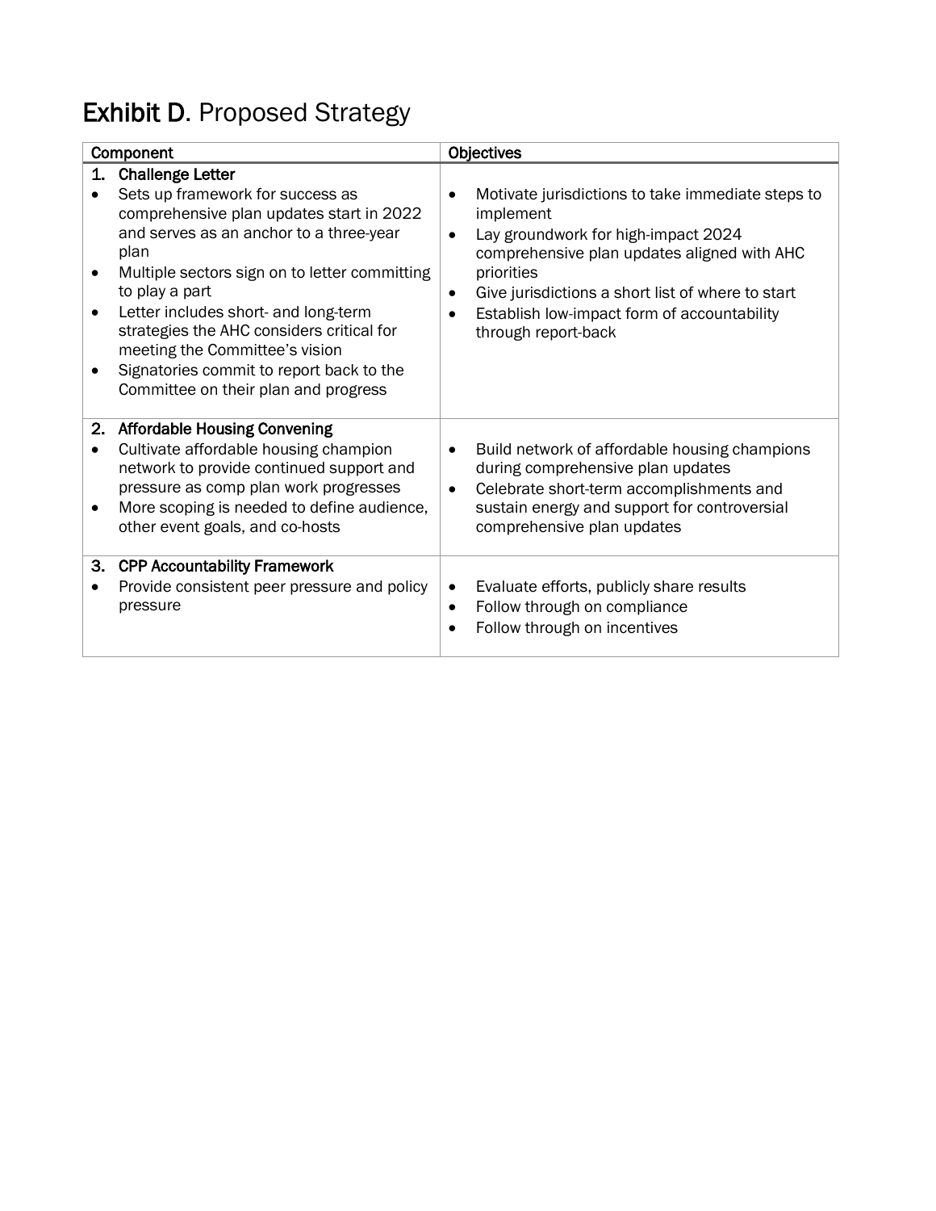# **Exhibit D.** Proposed Strategy

| Component | Objectives |
|---|---|
| **1. Challenge Letter**<br>• Sets up framework for success as comprehensive plan updates start in 2022 and serves as an anchor to a three-year plan<br>• Multiple sectors sign on to letter committing to play a part<br>• Letter includes short- and long-term strategies the AHC considers critical for meeting the Committee's vision<br>• Signatories commit to report back to the Committee on their plan and progress | • Motivate jurisdictions to take immediate steps to implement<br>• Lay groundwork for high-impact 2024 comprehensive plan updates aligned with AHC priorities<br>• Give jurisdictions a short list of where to start<br>• Establish low-impact form of accountability through report-back |
| **2. Affordable Housing Convening**<br>• Cultivate affordable housing champion network to provide continued support and pressure as comp plan work progresses<br>• More scoping is needed to define audience, other event goals, and co-hosts | • Build network of affordable housing champions during comprehensive plan updates<br>• Celebrate short-term accomplishments and sustain energy and support for controversial comprehensive plan updates |
| **3. CPP Accountability Framework**<br>• Provide consistent peer pressure and policy pressure | • Evaluate efforts, publicly share results<br>• Follow through on compliance<br>• Follow through on incentives |